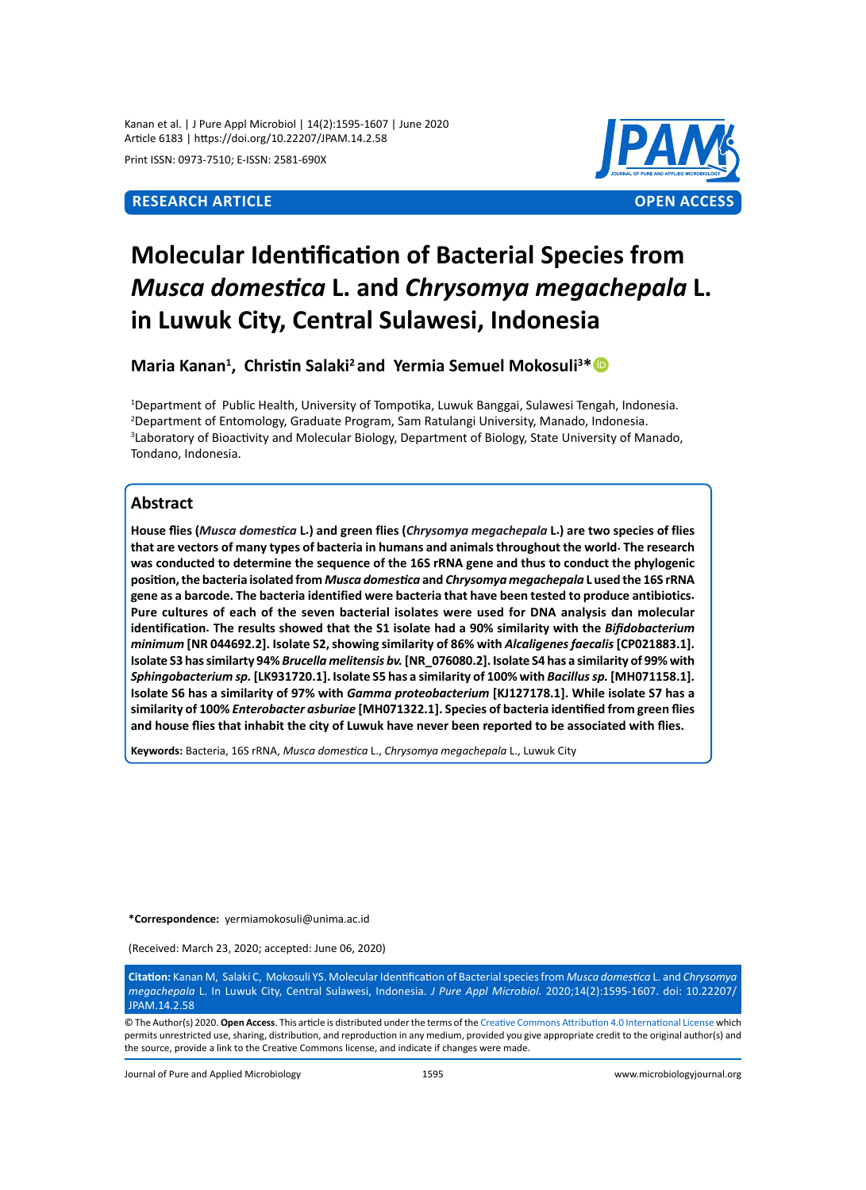**RESEARCH ARTICLE** **OPEN ACCESS**

# Molecular Identification of Bacterial Species from *Musca domestica* L. and *Chrysomya megachepala* L. in Luwuk City, Central Sulawesi, Indonesia

**Maria Kanan[1], Christin Salaki[2] and Yermia Semuel Mokosuli[3]***

[1]Department of Public Health, University of Tompotika, Luwuk Banggai, Sulawesi Tengah, Indonesia.
[2]Department of Entomology, Graduate Program, Sam Ratulangi University, Manado, Indonesia.
[3]Laboratory of Bioactivity and Molecular Biology, Department of Biology, State University of Manado, Tondano, Indonesia.

## Abstract

**House flies (*Musca domestica* L.) and green flies (*Chrysomya megachepala* L.) are two species of flies that are vectors of many types of bacteria in humans and animals throughout the world. The research was conducted to determine the sequence of the 16S rRNA gene and thus to conduct the phylogenic position, the bacteria isolated from *Musca domestica* and *Chrysomya megachepala* L used the 16S rRNA gene as a barcode. The bacteria identified were bacteria that have been tested to produce antibiotics. Pure cultures of each of the seven bacterial isolates were used for DNA analysis dan molecular identification. The results showed that the S1 isolate had a 90% similarity with the *Bifidobacterium minimum* [NR 044692.2]. Isolate S2, showing similarity of 86% with *Alcaligenes faecalis* [CP021883.1]. Isolate S3 has similarty 94% *Brucella melitensis bv.* [NR_076080.2]. Isolate S4 has a similarity of 99% with *Sphingobacterium sp.* [LK931720.1]. Isolate S5 has a similarity of 100% with *Bacillus sp.* [MH071158.1]. Isolate S6 has a similarity of 97% with *Gamma proteobacterium* [KJ127178.1]. While isolate S7 has a similarity of 100% *Enterobacter asburiae* [MH071322.1]. Species of bacteria identified from green flies and house flies that inhabit the city of Luwuk have never been reported to be associated with flies.**

**Keywords:** Bacteria, 16S rRNA, *Musca domestica* L., *Chrysomya megachepala* L., Luwuk City

***Correspondence:** yermiamokosuli@unima.ac.id

(Received: March 23, 2020; accepted: June 06, 2020)

**Citation:** Kanan M, Salaki C, Mokosuli YS. Molecular Identification of Bacterial species from *Musca domestica* L. and *Chrysomya megachepala* L. In Luwuk City, Central Sulawesi, Indonesia. *J Pure Appl Microbiol.* 2020;14(2):1595-1607. doi: 10.22207/JPAM.14.2.58

© The Author(s) 2020. **Open Access**. This article is distributed under the terms of the Creative Commons Attribution 4.0 International License which permits unrestricted use, sharing, distribution, and reproduction in any medium, provided you give appropriate credit to the original author(s) and the source, provide a link to the Creative Commons license, and indicate if changes were made.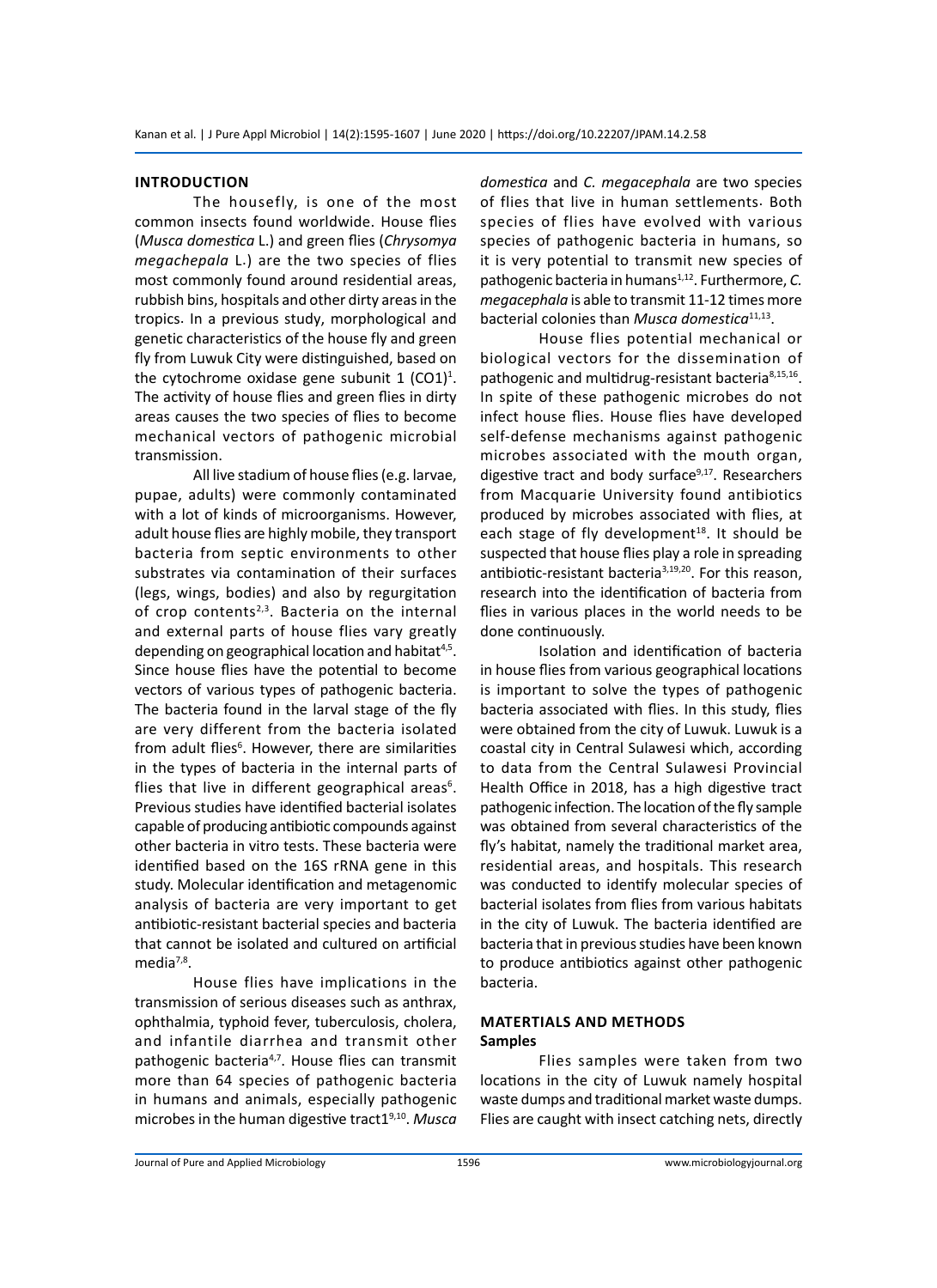## INTRODUCTION

The housefly, is one of the most common insects found worldwide. House flies (*Musca domestica* L.) and green flies (*Chrysomya megachepala* L.) are the two species of flies most commonly found around residential areas, rubbish bins, hospitals and other dirty areas in the tropics. In a previous study, morphological and genetic characteristics of the house fly and green fly from Luwuk City were distinguished, based on the cytochrome oxidase gene subunit 1 (CO1)[1]. The activity of house flies and green flies in dirty areas causes the two species of flies to become mechanical vectors of pathogenic microbial transmission.

All live stadium of house flies (e.g. larvae, pupae, adults) were commonly contaminated with a lot of kinds of microorganisms. However, adult house flies are highly mobile, they transport bacteria from septic environments to other substrates via contamination of their surfaces (legs, wings, bodies) and also by regurgitation of crop contents[2,3]. Bacteria on the internal and external parts of house flies vary greatly depending on geographical location and habitat[4,5]. Since house flies have the potential to become vectors of various types of pathogenic bacteria. The bacteria found in the larval stage of the fly are very different from the bacteria isolated from adult flies[6]. However, there are similarities in the types of bacteria in the internal parts of flies that live in different geographical areas[6]. Previous studies have identified bacterial isolates capable of producing antibiotic compounds against other bacteria in vitro tests. These bacteria were identified based on the 16S rRNA gene in this study. Molecular identification and metagenomic analysis of bacteria are very important to get antibiotic-resistant bacterial species and bacteria that cannot be isolated and cultured on artificial media[7,8].

House flies have implications in the transmission of serious diseases such as anthrax, ophthalmia, typhoid fever, tuberculosis, cholera, and infantile diarrhea and transmit other pathogenic bacteria[4,7]. House flies can transmit more than 64 species of pathogenic bacteria in humans and animals, especially pathogenic microbes in the human digestive tract1[9,10]. *Musca domestica* and *C. megacephala* are two species of flies that live in human settlements. Both species of flies have evolved with various species of pathogenic bacteria in humans, so it is very potential to transmit new species of pathogenic bacteria in humans[1,12]. Furthermore, *C. megacephala* is able to transmit 11-12 times more bacterial colonies than *Musca domestica*[11,13].

House flies potential mechanical or biological vectors for the dissemination of pathogenic and multidrug-resistant bacteria[8,15,16]. In spite of these pathogenic microbes do not infect house flies. House flies have developed self-defense mechanisms against pathogenic microbes associated with the mouth organ, digestive tract and body surface[9,17]. Researchers from Macquarie University found antibiotics produced by microbes associated with flies, at each stage of fly development[18]. It should be suspected that house flies play a role in spreading antibiotic-resistant bacteria[3,19,20]. For this reason, research into the identification of bacteria from flies in various places in the world needs to be done continuously.

Isolation and identification of bacteria in house flies from various geographical locations is important to solve the types of pathogenic bacteria associated with flies. In this study, flies were obtained from the city of Luwuk. Luwuk is a coastal city in Central Sulawesi which, according to data from the Central Sulawesi Provincial Health Office in 2018, has a high digestive tract pathogenic infection. The location of the fly sample was obtained from several characteristics of the fly's habitat, namely the traditional market area, residential areas, and hospitals. This research was conducted to identify molecular species of bacterial isolates from flies from various habitats in the city of Luwuk. The bacteria identified are bacteria that in previous studies have been known to produce antibiotics against other pathogenic bacteria.

## MATERTIALS AND METHODS

### Samples

Flies samples were taken from two locations in the city of Luwuk namely hospital waste dumps and traditional market waste dumps. Flies are caught with insect catching nets, directly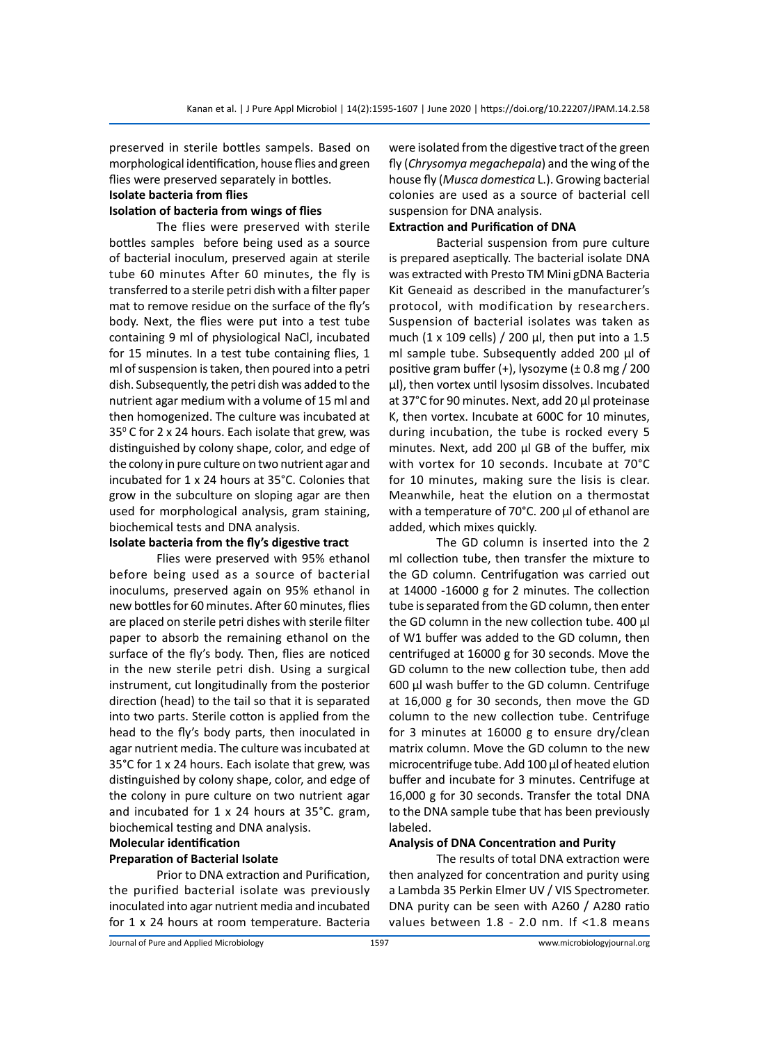preserved in sterile bottles sampels. Based on morphological identification, house flies and green flies were preserved separately in bottles.

### Isolate bacteria from flies

#### Isolation of bacteria from wings of flies

The flies were preserved with sterile bottles samples before being used as a source of bacterial inoculum, preserved again at sterile tube 60 minutes After 60 minutes, the fly is transferred to a sterile petri dish with a filter paper mat to remove residue on the surface of the fly's body. Next, the flies were put into a test tube containing 9 ml of physiological NaCl, incubated for 15 minutes. In a test tube containing flies, 1 ml of suspension is taken, then poured into a petri dish. Subsequently, the petri dish was added to the nutrient agar medium with a volume of 15 ml and then homogenized. The culture was incubated at $35^0$ C for 2 x 24 hours. Each isolate that grew, was distinguished by colony shape, color, and edge of the colony in pure culture on two nutrient agar and incubated for 1 x 24 hours at 35°C. Colonies that grow in the subculture on sloping agar are then used for morphological analysis, gram staining, biochemical tests and DNA analysis.

#### Isolate bacteria from the fly's digestive tract

Flies were preserved with 95% ethanol before being used as a source of bacterial inoculums, preserved again on 95% ethanol in new bottles for 60 minutes. After 60 minutes, flies are placed on sterile petri dishes with sterile filter paper to absorb the remaining ethanol on the surface of the fly's body. Then, flies are noticed in the new sterile petri dish. Using a surgical instrument, cut longitudinally from the posterior direction (head) to the tail so that it is separated into two parts. Sterile cotton is applied from the head to the fly's body parts, then inoculated in agar nutrient media. The culture was incubated at 35°C for 1 x 24 hours. Each isolate that grew, was distinguished by colony shape, color, and edge of the colony in pure culture on two nutrient agar and incubated for 1 x 24 hours at 35°C. gram, biochemical testing and DNA analysis.

### Molecular identification

#### Preparation of Bacterial Isolate

Prior to DNA extraction and Purification, the purified bacterial isolate was previously inoculated into agar nutrient media and incubated for 1 x 24 hours at room temperature. Bacteria were isolated from the digestive tract of the green fly (*Chrysomya megachepala*) and the wing of the house fly (*Musca domestica* L.). Growing bacterial colonies are used as a source of bacterial cell suspension for DNA analysis.

#### Extraction and Purification of DNA

Bacterial suspension from pure culture is prepared aseptically. The bacterial isolate DNA was extracted with Presto TM Mini gDNA Bacteria Kit Geneaid as described in the manufacturer's protocol, with modification by researchers. Suspension of bacterial isolates was taken as much (1 x 109 cells) / 200 µl, then put into a 1.5 ml sample tube. Subsequently added 200 µl of positive gram buffer (+), lysozyme (± 0.8 mg / 200 µl), then vortex until lysosim dissolves. Incubated at 37°C for 90 minutes. Next, add 20 µl proteinase K, then vortex. Incubate at 600C for 10 minutes, during incubation, the tube is rocked every 5 minutes. Next, add 200 µl GB of the buffer, mix with vortex for 10 seconds. Incubate at 70°C for 10 minutes, making sure the lisis is clear. Meanwhile, heat the elution on a thermostat with a temperature of 70°C. 200 µl of ethanol are added, which mixes quickly.

The GD column is inserted into the 2 ml collection tube, then transfer the mixture to the GD column. Centrifugation was carried out at 14000 -16000 g for 2 minutes. The collection tube is separated from the GD column, then enter the GD column in the new collection tube. 400 µl of W1 buffer was added to the GD column, then centrifuged at 16000 g for 30 seconds. Move the GD column to the new collection tube, then add 600 µl wash buffer to the GD column. Centrifuge at 16,000 g for 30 seconds, then move the GD column to the new collection tube. Centrifuge for 3 minutes at 16000 g to ensure dry/clean matrix column. Move the GD column to the new microcentrifuge tube. Add 100 µl of heated elution buffer and incubate for 3 minutes. Centrifuge at 16,000 g for 30 seconds. Transfer the total DNA to the DNA sample tube that has been previously labeled.

#### Analysis of DNA Concentration and Purity

The results of total DNA extraction were then analyzed for concentration and purity using a Lambda 35 Perkin Elmer UV / VIS Spectrometer. DNA purity can be seen with A260 / A280 ratio values between 1.8 - 2.0 nm. If <1.8 means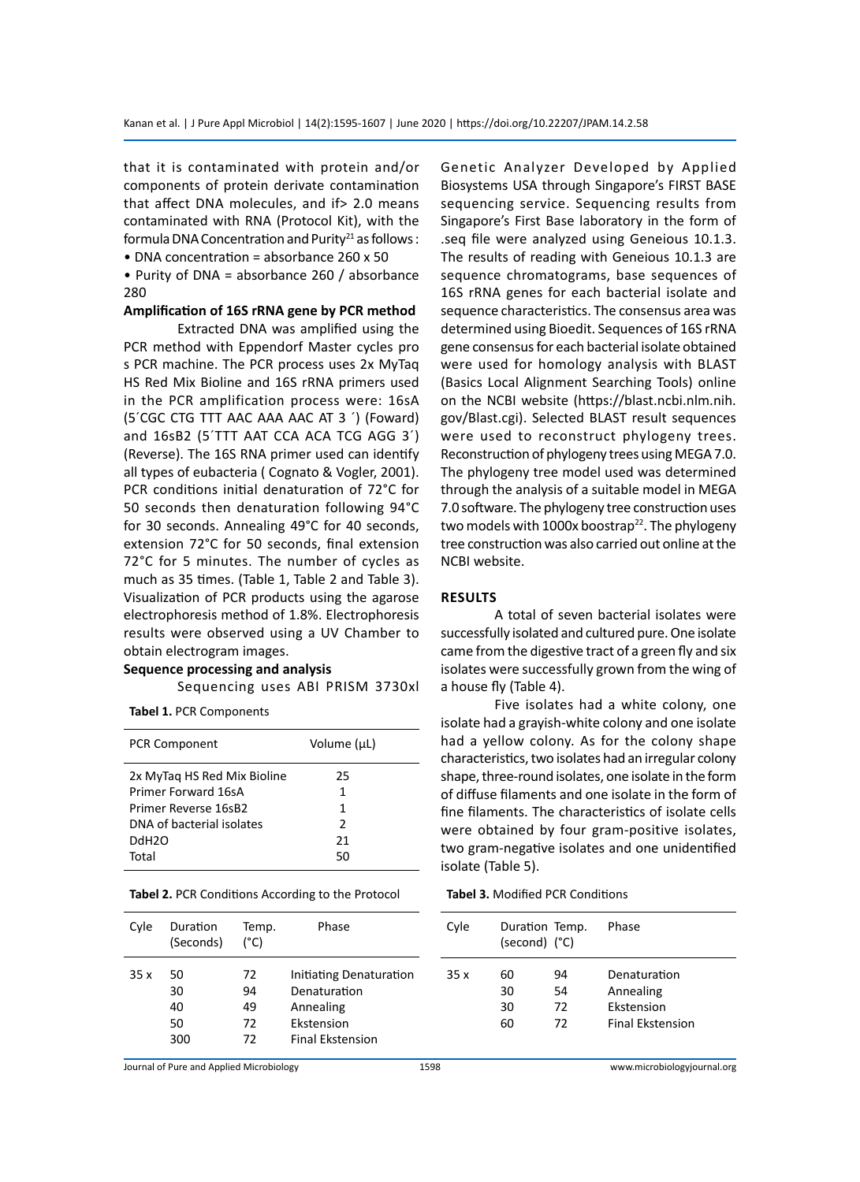that it is contaminated with protein and/or components of protein derivate contamination that affect DNA molecules, and if> 2.0 means contaminated with RNA (Protocol Kit), with the formula DNA Concentration and Purity[21] as follows :

- DNA concentration = absorbance 260 x 50
- Purity of DNA = absorbance 260 / absorbance 280

**Amplification of 16S rRNA gene by PCR method**

Extracted DNA was amplified using the PCR method with Eppendorf Master cycles pro s PCR machine. The PCR process uses 2x MyTaq HS Red Mix Bioline and 16S rRNA primers used in the PCR amplification process were: 16sA (5´CGC CTG TTT AAC AAA AAC AT 3 ´) (Foward) and 16sB2 (5´TTT AAT CCA ACA TCG AGG 3´) (Reverse). The 16S RNA primer used can identify all types of eubacteria ( Cognato & Vogler, 2001). PCR conditions initial denaturation of 72°C for 50 seconds then denaturation following 94°C for 30 seconds. Annealing 49°C for 40 seconds, extension 72°C for 50 seconds, final extension 72°C for 5 minutes. The number of cycles as much as 35 times. (Table 1, Table 2 and Table 3). Visualization of PCR products using the agarose electrophoresis method of 1.8%. Electrophoresis results were observed using a UV Chamber to obtain electrogram images.

**Sequence processing and analysis**

Sequencing uses ABI PRISM 3730xl Genetic Analyzer Developed by Applied Biosystems USA through Singapore's FIRST BASE sequencing service. Sequencing results from Singapore's First Base laboratory in the form of .seq file were analyzed using Geneious 10.1.3. The results of reading with Geneious 10.1.3 are sequence chromatograms, base sequences of 16S rRNA genes for each bacterial isolate and sequence characteristics. The consensus area was determined using Bioedit. Sequences of 16S rRNA gene consensus for each bacterial isolate obtained were used for homology analysis with BLAST (Basics Local Alignment Searching Tools) online on the NCBI website (https://blast.ncbi.nlm.nih.gov/Blast.cgi). Selected BLAST result sequences were used to reconstruct phylogeny trees. Reconstruction of phylogeny trees using MEGA 7.0. The phylogeny tree model used was determined through the analysis of a suitable model in MEGA 7.0 software. The phylogeny tree construction uses two models with 1000x boostrap[22]. The phylogeny tree construction was also carried out online at the NCBI website.

**Tabel 1.** PCR Components

| PCR Component | Volume (µL) |
|---|---|
| 2x MyTaq HS Red Mix Bioline | 25 |
| Primer Forward 16sA | 1 |
| Primer Reverse 16sB2 | 1 |
| DNA of bacterial isolates | 2 |
| DdH2O | 21 |
| Total | 50 |

**Tabel 2.** PCR Conditions According to the Protocol

| Cyle | Duration (Seconds) | Temp. (°C) | Phase |
|---|---|---|---|
| 35 x | 50 | 72 | Initiating Denaturation |
| | 30 | 94 | Denaturation |
| | 40 | 49 | Annealing |
| | 50 | 72 | Ekstension |
| | 300 | 72 | Final Ekstension |

## RESULTS

A total of seven bacterial isolates were successfully isolated and cultured pure. One isolate came from the digestive tract of a green fly and six isolates were successfully grown from the wing of a house fly (Table 4).

Five isolates had a white colony, one isolate had a grayish-white colony and one isolate had a yellow colony. As for the colony shape characteristics, two isolates had an irregular colony shape, three-round isolates, one isolate in the form of diffuse filaments and one isolate in the form of fine filaments. The characteristics of isolate cells were obtained by four gram-positive isolates, two gram-negative isolates and one unidentified isolate (Table 5).

**Tabel 3.** Modified PCR Conditions

| Cyle | Duration (second) | Temp. (°C) | Phase |
|---|---|---|---|
| 35 x | 60 | 94 | Denaturation |
| | 30 | 54 | Annealing |
| | 30 | 72 | Ekstension |
| | 60 | 72 | Final Ekstension |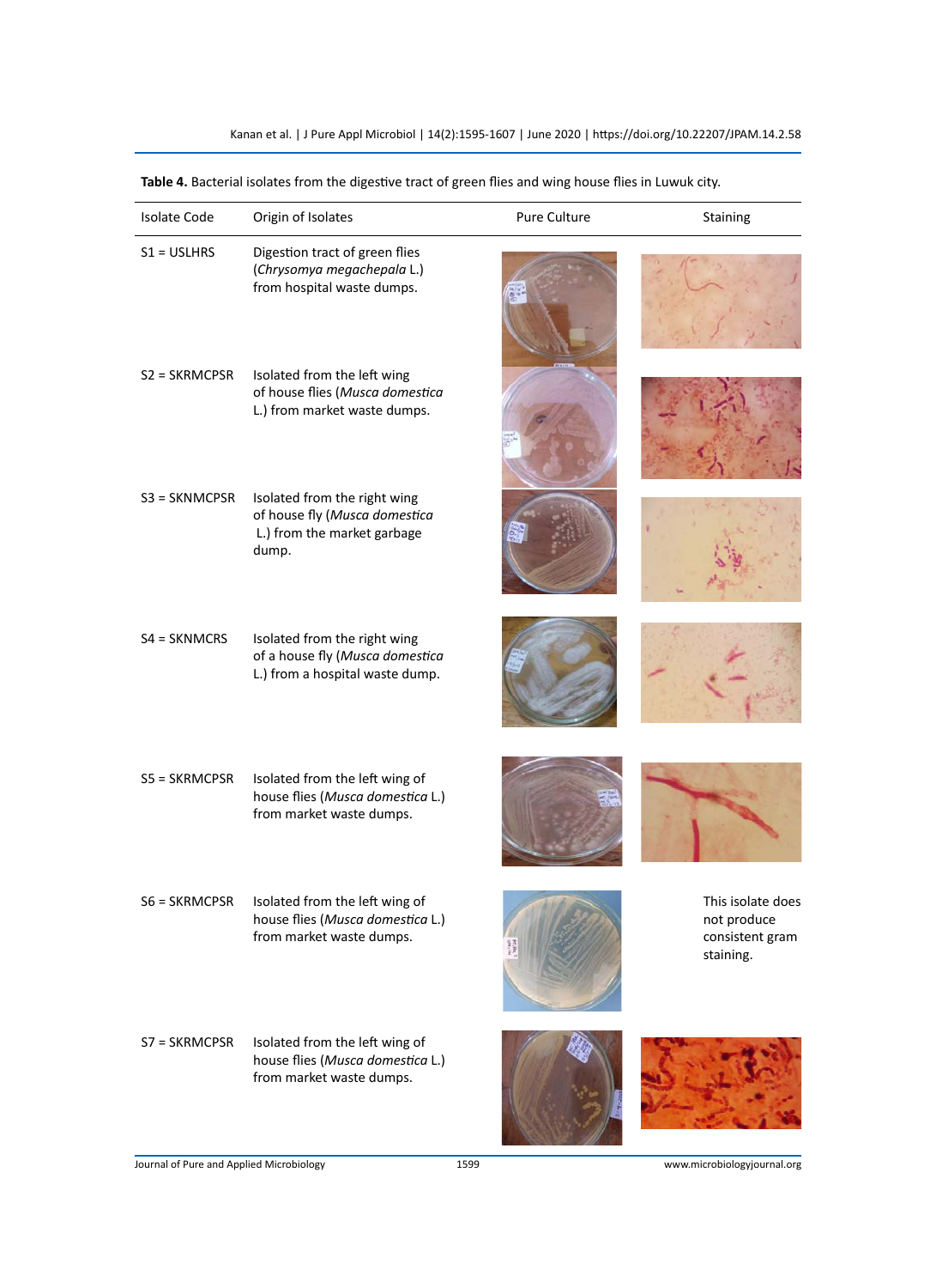**Table 4.** Bacterial isolates from the digestive tract of green flies and wing house flies in Luwuk city.

| Isolate Code | Origin of Isolates | Pure Culture | Staining |
|---|---|---|---|
| S1 = USLHRS | Digestion tract of green flies (*Chrysomya megachepala* L.) from hospital waste dumps. | | |
| S2 = SKRMCPSR | Isolated from the left wing of house flies (*Musca domestica* L.) from market waste dumps. | | |
| S3 = SKNMCPSR | Isolated from the right wing of house fly (*Musca domestica* L.) from the market garbage dump. | | |
| S4 = SKNMCRS | Isolated from the right wing of a house fly (*Musca domestica* L.) from a hospital waste dump. | | |
| S5 = SKRMCPSR | Isolated from the left wing of house flies (*Musca domestica* L.) from market waste dumps. | | |
| S6 = SKRMCPSR | Isolated from the left wing of house flies (*Musca domestica* L.) from market waste dumps. | | This isolate does not produce consistent gram staining. |
| S7 = SKRMCPSR | Isolated from the left wing of house flies (*Musca domestica* L.) from market waste dumps. | | |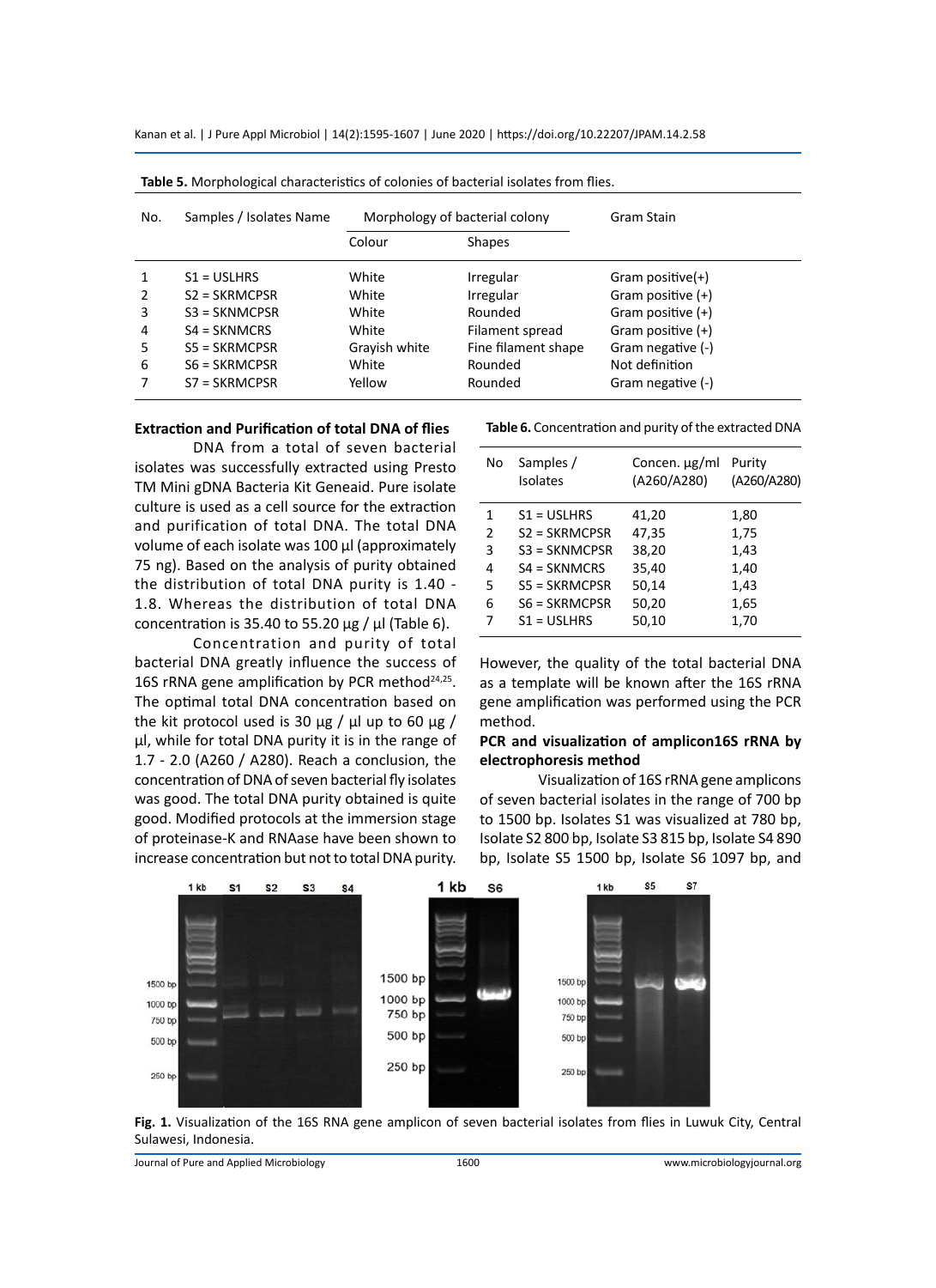**Table 5.** Morphological characteristics of colonies of bacterial isolates from flies.

| No. | Samples / Isolates Name | Morphology of bacterial colony | | Gram Stain |
|---|---|---|---|---|
| | | Colour | Shapes | |
| 1 | S1 = USLHRS | White | Irregular | Gram positive(+) |
| 2 | S2 = SKRMCPSR | White | Irregular | Gram positive (+) |
| 3 | S3 = SKNMCPSR | White | Rounded | Gram positive (+) |
| 4 | S4 = SKNMCRS | White | Filament spread | Gram positive (+) |
| 5 | S5 = SKRMCPSR | Grayish white | Fine filament shape | Gram negative (-) |
| 6 | S6 = SKRMCPSR | White | Rounded | Not definition |
| 7 | S7 = SKRMCPSR | Yellow | Rounded | Gram negative (-) |

### Extraction and Purification of total DNA of flies

DNA from a total of seven bacterial isolates was successfully extracted using Presto TM Mini gDNA Bacteria Kit Geneaid. Pure isolate culture is used as a cell source for the extraction and purification of total DNA. The total DNA volume of each isolate was 100 µl (approximately 75 ng). Based on the analysis of purity obtained the distribution of total DNA purity is 1.40 - 1.8. Whereas the distribution of total DNA concentration is 35.40 to 55.20 µg / µl (Table 6).

Concentration and purity of total bacterial DNA greatly influence the success of 16S rRNA gene amplification by PCR method[24,25]. The optimal total DNA concentration based on the kit protocol used is 30 µg / µl up to 60 µg / µl, while for total DNA purity it is in the range of 1.7 - 2.0 (A260 / A280). Reach a conclusion, the concentration of DNA of seven bacterial fly isolates was good. The total DNA purity obtained is quite good. Modified protocols at the immersion stage of proteinase-K and RNAase have been shown to increase concentration but not to total DNA purity.

**Table 6.** Concentration and purity of the extracted DNA

| No | Samples / Isolates | Concen. µg/ml (A260/A280) | Purity (A260/A280) |
|---|---|---|---|
| 1 | S1 = USLHRS | 41,20 | 1,80 |
| 2 | S2 = SKRMCPSR | 47,35 | 1,75 |
| 3 | S3 = SKNMCPSR | 38,20 | 1,43 |
| 4 | S4 = SKNMCRS | 35,40 | 1,40 |
| 5 | S5 = SKRMCPSR | 50,14 | 1,43 |
| 6 | S6 = SKRMCPSR | 50,20 | 1,65 |
| 7 | S1 = USLHRS | 50,10 | 1,70 |

However, the quality of the total bacterial DNA as a template will be known after the 16S rRNA gene amplification was performed using the PCR method.

### PCR and visualization of amplicon16S rRNA by electrophoresis method

Visualization of 16S rRNA gene amplicons of seven bacterial isolates in the range of 700 bp to 1500 bp. Isolates S1 was visualized at 780 bp, Isolate S2 800 bp, Isolate S3 815 bp, Isolate S4 890 bp, Isolate S5 1500 bp, Isolate S6 1097 bp, and

**Fig. 1.** Visualization of the 16S RNA gene amplicon of seven bacterial isolates from flies in Luwuk City, Central Sulawesi, Indonesia.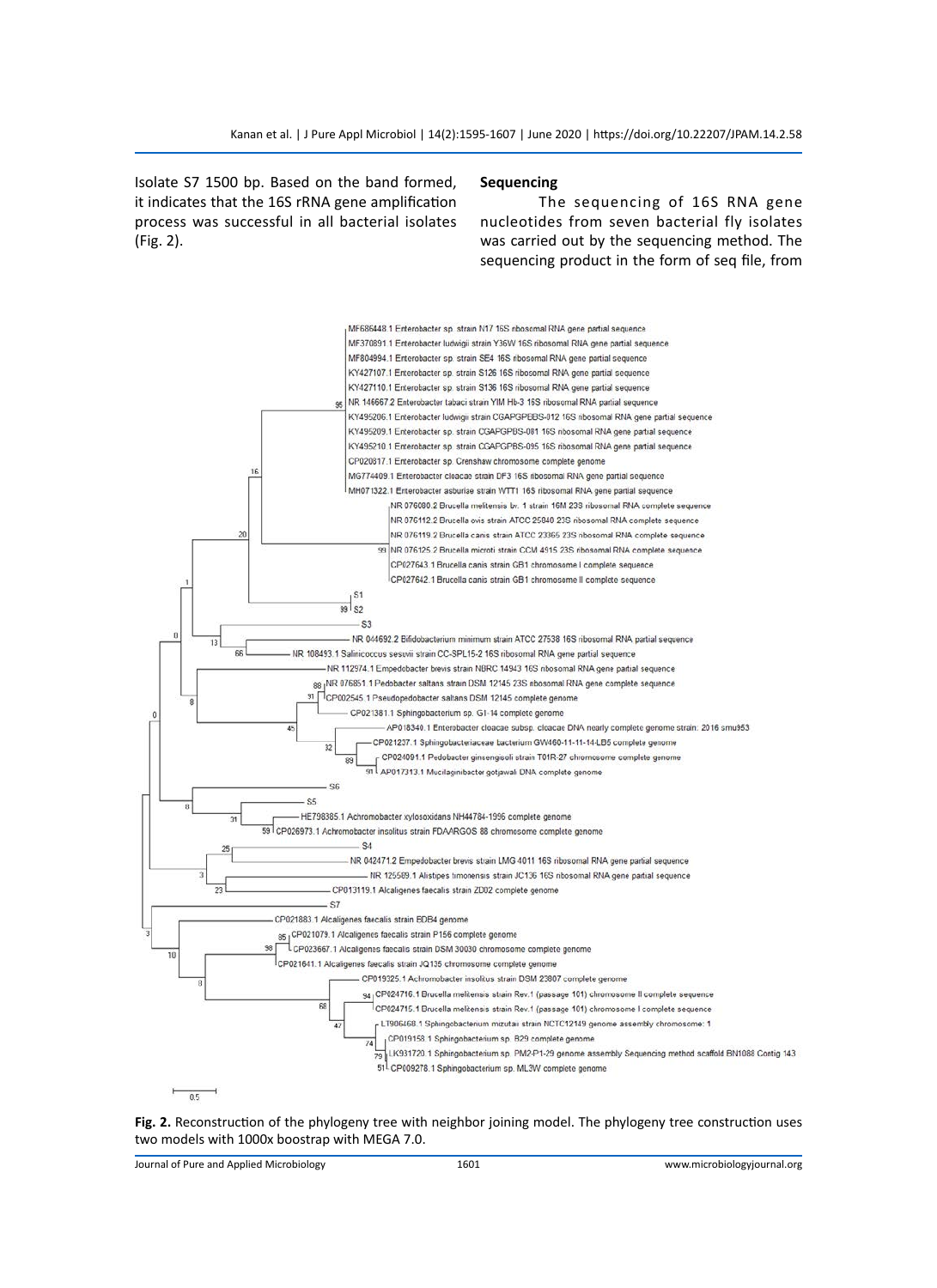Isolate S7 1500 bp. Based on the band formed, it indicates that the 16S rRNA gene amplification process was successful in all bacterial isolates (Fig. 2).

### Sequencing

The sequencing of 16S RNA gene nucleotides from seven bacterial fly isolates was carried out by the sequencing method. The sequencing product in the form of seq file, from

**Fig. 2.** Reconstruction of the phylogeny tree with neighbor joining model. The phylogeny tree construction uses two models with 1000x boostrap with MEGA 7.0.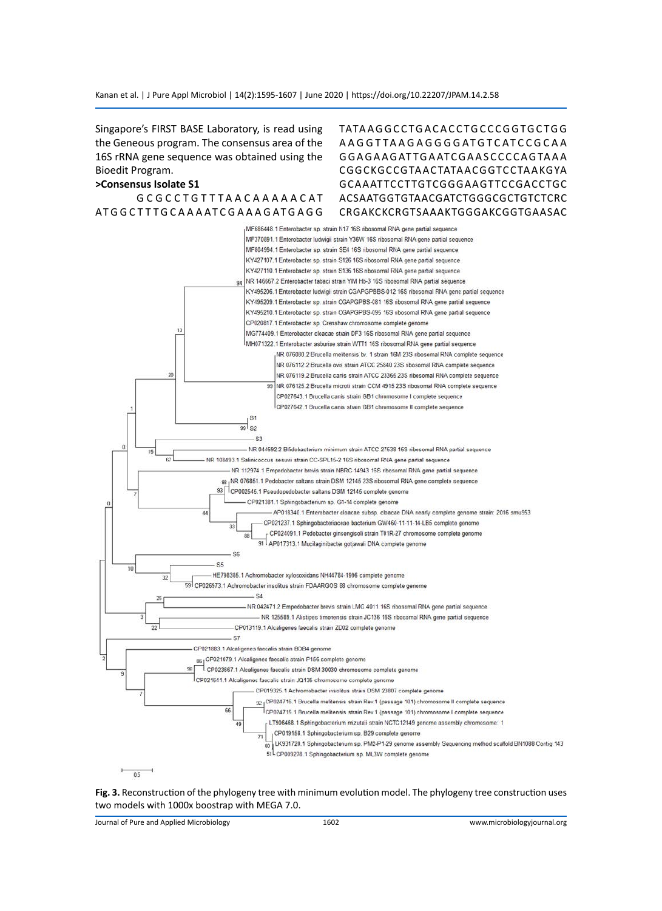Singapore's FIRST BASE Laboratory, is read using the Geneous program. The consensus area of the 16S rRNA gene sequence was obtained using the Bioedit Program.

**>Consensus Isolate S1**

GCGCCTGTTTAACAAAAACATATGGCTTTGCAAAATCGAAAGATGAGGTATAAGGCCTGACACCTGCCCGGTGCTGGAAGGTTAAGAGGGGATGTCATCCGCAAGGAGAAGATTGAATCGAASCCCCAGTAAACGGCKGCCGTAACTATAACGGTCCTAAKGYAGCAAATTCCTTGTCGGGAAGTTCCGACCTGCACSAATGGTGTAACGATCTGGGCGCTGTCTCRCCRGAKCKCRGTSAAAKTGGGAKCGGTGAASAC

Fig. 3. Reconstruction of the phylogeny tree with minimum evolution model. The phylogeny tree construction uses two models with 1000x boostrap with MEGA 7.0.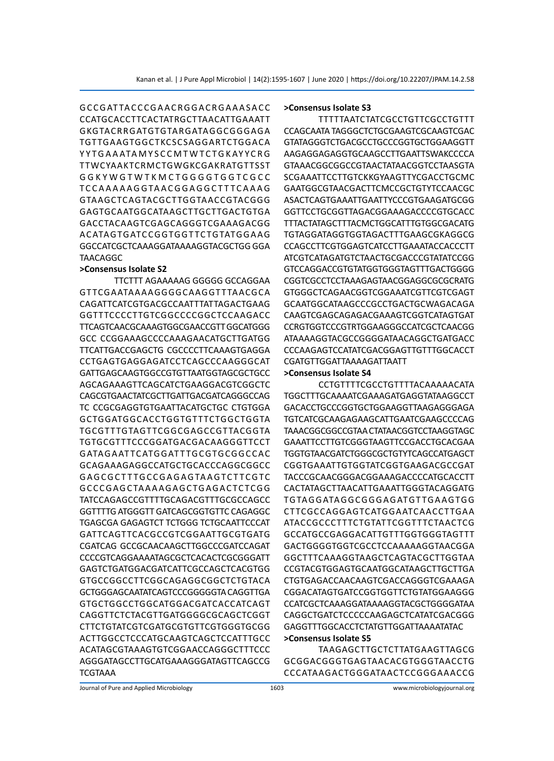GCCGATTACCCGAACRGGACRGAAASACC CCATGCACCTTCACTATRGCTTAACATTGAAATT GKGTACRRGATGTGTARGATAGGCGGGAGA TGTTGAAGTGGCTKCSCSAGGARTCTGGACA YYTGAAATAMYSCCMTWTCTGKAYYCRG TTWCYAAKTCRMCTGWGKCGAKRATGTTSST GGKYWGTWTKMCTGGGGTGGTCGCC TCCAAAAAGGTAACGGAGGCTTTCAAAG GTAAGCTCAGTACGCTTGGTAACCGTACGGG GAGTGCAATGGCATAAGCTTGCTTGACTGTGA GACCTACAAGTCGAGCAGGGTCGAAAGACGG ACATAGTGATCCGGTGGTTCTGTATGGAAG GGCCATCGCTCAAAGGATAAAAGGTACGCTGG GGA TAACAGGC

**>Consensus Isolate S2**

TTCTTT AGAAAAAG GGGGG GCCAGGAA GTTCGAATAAAAGGGGCAAGGTTAACGCA CAGATTCATCGTGACGCCAATTTATTAGACTGAAG GGTTTCCCCTTGTCGGCCCCGGCTCCAAGACC TTCAGTCAACGCAAAGTGGCGAACCGTT GGCATGGG GCC CCGGAAAGCCCCAAAGAACATGCTTGATGG TTCATTGACCGAGCTG CGCCCCTTCAAAGTGAGGA CCTGAGTGAGGAGATCCTCAGCCCAAGGGCAT GATTGAGCAAGTGGCCGTGTTAATGGTAGCGCTGCC AGCAGAAAGTTCAGCATCTGAAGGACGTCGGCTC CAGCGTGAACTATCGCTTGATTGACGATCAGGGCCAG TC CCGCGAGGTGTGAATTACATGCTGC CTGTGGA GCTGGATGGCACCTGGTGTTTCTGGCTGGTA TGCGTTTGTAGTTCGGCGAGCCGTTACGGTA TGTGCGTTTCCCGGATGACGACAAGGGTTCCT GATAGAATTCATGGATTTGCGTGCGGCCAC GCAGAAAGAGGCCATGCTGCACCCAGGCGGCC GAGCGCTTTGCCGAGAGTAAGTCTTCGTC GCCCGAGCTAAAAGAGCTGAGACTCTCGG TATCCAGAGCCGTTTTGCAGACGTTTGCGCCAGCC GGTTTTG ATGGGTT GATCAGCGGTGTTC CAGAGGC TGAGCGA GAGAGTCT TCTGGG TCTGCAATTCCCAT GATTCAGTTCACGCCGTCGGAATTGCGTGATG CGATCAG GCCGCAACAAGCTTGGCCCGATCCAGAT CCCCGTCAGGAAAATAGCGCTCACACTCGCGGGATT GAGTCTGATGGACGATCATTCGCCAGCTCACGTGG GTGCCGGCCTTCGGCAGAGGCGGCTCTGTACA GCTGGGAGCAATATCAGTCCCGGGGGTA CAGGTTGA GTGCTGGCCTGGCATGGACGATCACCATCAGT CAGGTTCTCTACGTTGATGGGGCGCAGCTCGGT CTTCTGTATCGTCGATGCGTGTTCGTGGGTCGG ACTTGGCCTCCCATGCAAGTCAGCTCCATTTGCC ACATAGCGTAAAGTGTCGGAACCAGGGCTTTCCC AGGGATAGCCTTGCATGAAAGGGATAGTTCAGCCG TCGTAAA

**>Consensus Isolate S3**

TTTTTAATCTATCGCCTGTTCGCCTGTTT CCAGCAATA TAGGGCTCTGCGAAGTCGCAAGTCGAC GTATAGGGTCTGACGCCTGCCCGGTGCTGGAAGGTT AAGAGGAGAGGTGCAAGCCTTGAATTSWAKCCCCA GTAAACGGCGGCCGTAACTATAACGGTCCTAASGTA SCGAAATTCCTTGTCKKGYAAGTTYCGACCTGCMC GAATGGCGTAACGACTTCMCCGCTGTYTCCAACGC ASACTCAGTGAAATTGAATTYCCCGTGAAGATGCGG GGTTCCTGCGGTTAGACGGAAAGACCCCGTGCACC TTTACTATAGCTTTACMCTGGCATTTGTGGCGACATG TGTAGGATAGGTGGTAGACTTTGAAGCGKAGGCG CCAGCCTTCGTGGAGTCATCCTTGAAATACCACCCTT ATCGTCATAGATGTCTAACTGCGACCCGTATATCCGG GTCCAGGACCGTGTATGGTGGGTAGTTTGACTGGGG CGGTCGCCTCCTAAAGAGTAACGGAGGCGCGCRATG GTGGGCTCAGAACGGTCGGAAATCGTTCGTCGAGT GCAATGGCATAAGCCCGCCTGACTGCWAGACAGA CAAGTCGAGCAGAGACGAAAGTCGGTCATAGTGAT CCRGTGGTCCCGTRTGGAAGGGCCATCGCTCAACGG ATAAAAGGTACGCCGGGGATAACAGGCTGATGACC CCCAAGAGTCCATATCGACGGAGTTGTTTGGCACCT CGATGTTGGATTAAAAGATTAATT

**>Consensus Isolate S4**

CCTGTTTTCGCCTGTTTTACAAAAACATA TGGCTTTGCAAAATCGAAAGATGAGGTATAAGGCCT GACACCTGCCCGGTGCTGGAAGGTTAAGAGGGAGA TGTCATCGCAAGAGAAGCATTGAATCGAAGCCCCAG TAAACGGCGGCCGTAA CTATAACGGTCCTAAGGTAGC GAAATTCCTTGTCGGGTAAGTTCCGACCTGCACGAA TGGTGTAACGATCTGGGCGCTGTYTCAGCCATGAGCT CGGTGAAATTGTGGTATCGGTGAAGACGCCGAT TACCCGCAACGGGACGGAAAGACCCCATGCACCTT CACTATAGCTTAACATTGAAATTGGGTACAGGATG TGTAGGATAGGCGGGAGATGTTGAAGTGG CTTCGCCAGGAGTCATGGAATCAACCTTGAA ATACCGCCCTTTCTGTATTCGGTTTCTAACTCG GCCATGCCGAGGACATTGTTTGGTGGGTAGTTT GACTGGGGTGGTCGCCTCCAAAAAGGTAACGGA GGCTTTCAAAGGTAAGCTCAGTACGCTTGGTAA CCGTACGTGGAGTGCAATGGCATAAGCTTGCTTGA CTGTGAGACCAACAAGTCGACCAGGGTCGAAAGA CGGACATAGTGATCCGGTGGTTCTGTATGGAAGGG CCATCGCTCAAAGGATAAAAGGTACGCTGGGGATAA CAGGCTGATCTCCCCCAAGAGCTCATATCGACGGG GAGGTTTGGCACCTCTATGTTGGATTAAAATATAC

**>Consensus Isolate S5**

TAAGAGCTTGCTCTTATGAAGTTAGCG GCGGACGGGTGAGTAACACGTGGGTAACCTG CCCATAAGACTGGGATAACTCCGGGAAACCG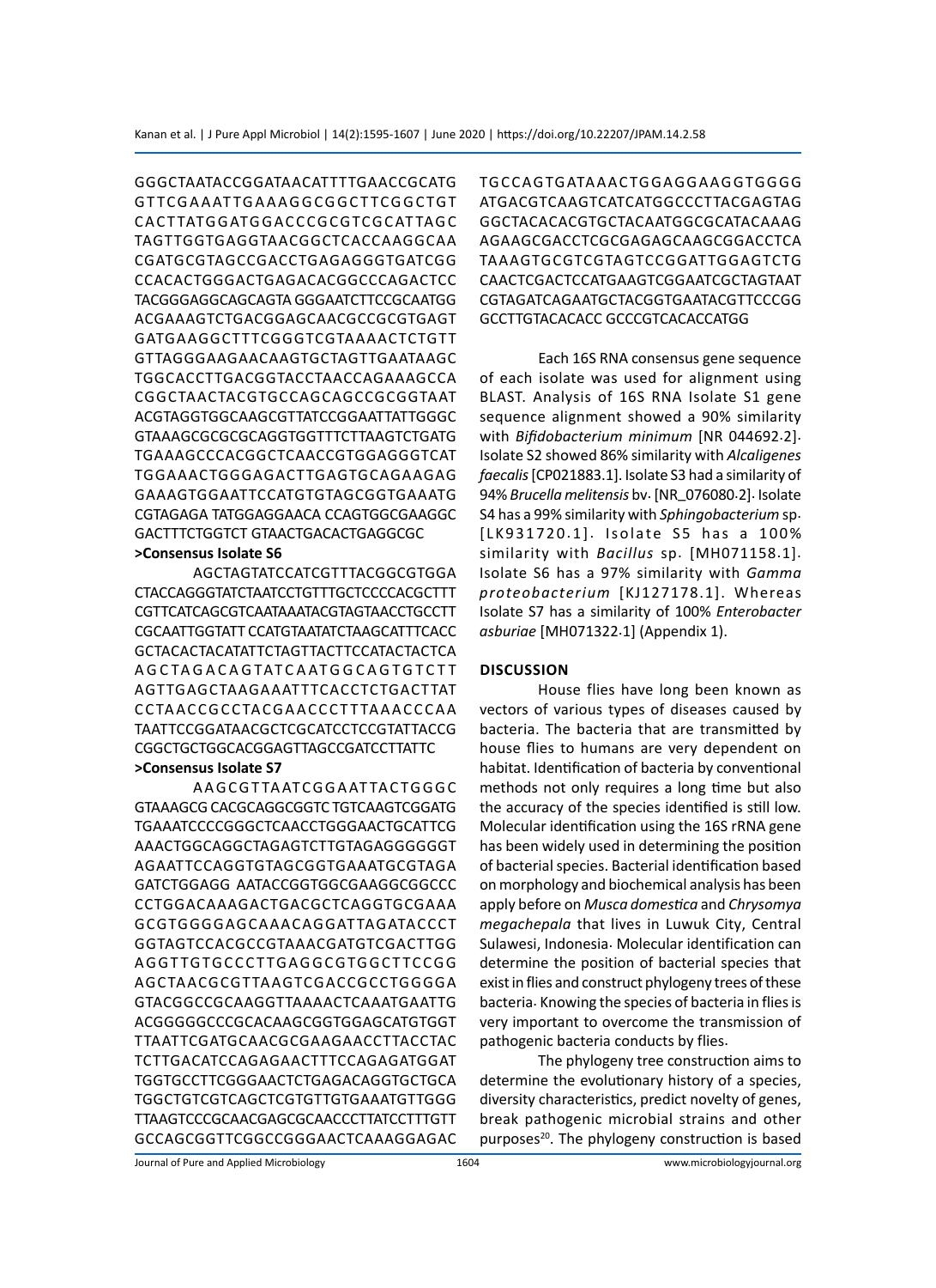GGGCTAATACCGGATAACATTTTGAACCGCATG GTTCGAAATTGAAAGGCGGCTTCGGCTGT CACTTATGGATGGACCCGCGTCGCATTAGC TAGTTGGTGAGGTAACGGCTCACCAAGGCAA CGATGCGTAGCCGACCTGAGAGGGTGATCGG CCACACTGGGACTGAGACACGGCCCAGACTCC TACGGGAGGCAGCAGTA GGGAATCTTCCGCAATGG ACGAAAGTCTGACGGAGCAACGCCGCGTGAGT GATGAAGGCTTTCGGGTCGTAAAACTCTGTT GTTAGGGAAGAACAAGTGCTAGTTGAATAAGC TGGCACCTTGACGGTACCTAACCAGAAAGCCA CGGCTAACTACGTGCCAGCAGCCGCGGTAAT ACGTAGGTGGCAAGCGTTATCCGGAATTATTGGGC GTAAAGCGCGCGCAGGTGGTTTCTTAAGTCTGATG TGAAAGCCCACGGCTCAACCGTGGAGGGTCAT TGGAAACTGGGAGACTTGAGTGCAGAAGAG GAAAGTGGAATTCCATGTGTAGCGGTGAAATG CGTAGAGA TATGGAGGAACA CCAGTGGCGAAGGC GACTTTCTGGTCT GTAACTGACACTGAGGCGC

**>Consensus Isolate S6**

AGCTAGTATCCATCGTTTACGGCGTGGA CTACCAGGGTATCTAATCCTGTTTGCTCCCCACGCTTT CGTTCATCAGCGTCAATAAATACGTAGTAACCTGCCTT CGCAATTGGTATT CCATGTAATATCTAAGCATTTCACC GCTACACTACATATTCTAGTTACTTCCATACTACTCA AGCTAGACAGTATCAATGGCAGTGTCTT AGTTGAGCTAAGAAATTTCACCTCTGACTTAT CCTAACCGCCTACGAACCCTTTAAACCCAA TAATTCCGGATAACGCTCGCATCCTCCGTATTACCG CGGCTGCTGGCACGGAGTTAGCCGATCCTTATTC

**>Consensus Isolate S7**

AAGCGTTAATCGGAATTACTGGGC GTAAAGCG CACGCAGGCGGTC TGTCAAGTCGGATG TGAAATCCCCGGGCTCAACCTGGGAACTGCATTCG AAACTGGCAGGCTAGAGTCTTGTAGAGGGGGGT AGAATTCCAGGTGTAGCGGTGAAATGCGTAGA GATCTGGAGG AATACCGGTGGCGAAGGCGGCCC CCTGGACAAAGACTGACGCTCAGGTGCGAAA GCGTGGGGAGCAAACAGGATTAGATACCCT GGTAGTCCACGCCGTAAACGATGTCGACTTGG AGGTTGTGCCCTTGAGGCGTGGCTTCCGG AGCTAACGCGTTAAGTCGACCGCCTGGGGA GTACGGCCGCAAGGTTAAAACTCAAATGAATTG ACGGGGGCCCGCACAAGCGGTGGAGCATGTGGT TTAATTCGATGCAACGCGAAGAACCTTACCTAC TCTTGACATCCAGAGAACTTTCCAGAGATGGAT TGGTGCCTTCGGGAACTCTGAGACAGGTGCTGCA TGGCTGTCGTCAGCTCGTGTTGTGAAATGTTGGG TTAAGTCCCGCAACGAGCGCAACCCTTATCCTTTGTT GCCAGCGGTTCGGCCGGGAACTCAAAGGAGAC TGCCAGTGATAAACTGGAGGAAGGTGGGG ATGACGTCAAGTCATCATGGCCCTTACGAGTAG GGCTACACACGTGCTACAATGGCGCATACAAAG AGAAGCGACCTCGCGAGAGCAAGCGGACCTCA TAAAGTGCGTCGTAGTCCGGATTGGAGTCTG CAACTCGACTCCATGAAGTCGGAATCGCTAGTAAT CGTAGATCAGAATGCTACGGTGAATACGTTCCCGG GCCTTGTACACACC GCCCGTCACACCATGG

Each 16S RNA consensus gene sequence of each isolate was used for alignment using BLAST. Analysis of 16S RNA Isolate S1 gene sequence alignment showed a 90% similarity with *Bifidobacterium minimum* [NR 044692.2]. Isolate S2 showed 86% similarity with *Alcaligenes faecalis* [CP021883.1]. Isolate S3 had a similarity of 94% *Brucella melitensis* bv. [NR_076080.2]. Isolate S4 has a 99% similarity with *Sphingobacterium* sp. [LK931720.1]. Isolate S5 has a 100% similarity with *Bacillus* sp. [MH071158.1]. Isolate S6 has a 97% similarity with *Gamma proteobacterium* [KJ127178.1]. Whereas Isolate S7 has a similarity of 100% *Enterobacter asburiae* [MH071322.1] (Appendix 1).

## DISCUSSION

House flies have long been known as vectors of various types of diseases caused by bacteria. The bacteria that are transmitted by house flies to humans are very dependent on habitat. Identification of bacteria by conventional methods not only requires a long time but also the accuracy of the species identified is still low. Molecular identification using the 16S rRNA gene has been widely used in determining the position of bacterial species. Bacterial identification based on morphology and biochemical analysis has been apply before on *Musca domestica* and *Chrysomya megachepala* that lives in Luwuk City, Central Sulawesi, Indonesia. Molecular identification can determine the position of bacterial species that exist in flies and construct phylogeny trees of these bacteria. Knowing the species of bacteria in flies is very important to overcome the transmission of pathogenic bacteria conducts by flies.

The phylogeny tree construction aims to determine the evolutionary history of a species, diversity characteristics, predict novelty of genes, break pathogenic microbial strains and other purposes[20]. The phylogeny construction is based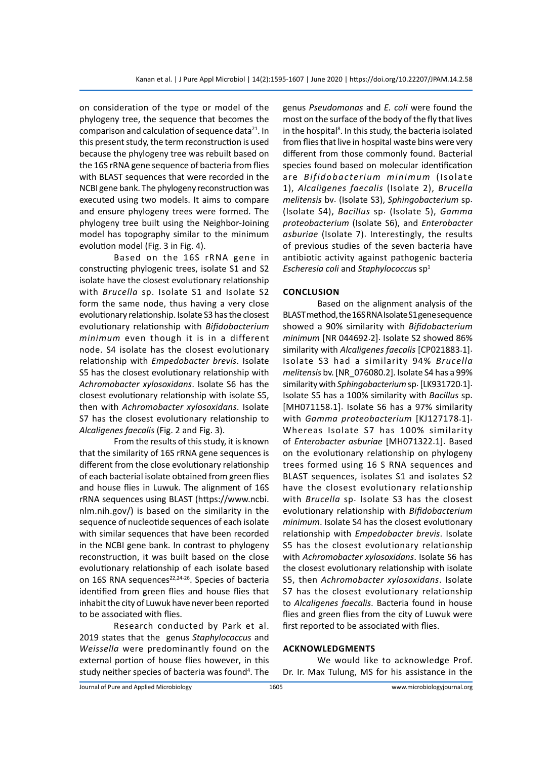on consideration of the type or model of the phylogeny tree, the sequence that becomes the comparison and calculation of sequence data[21]. In this present study, the term reconstruction is used because the phylogeny tree was rebuilt based on the 16S rRNA gene sequence of bacteria from flies with BLAST sequences that were recorded in the NCBI gene bank. The phylogeny reconstruction was executed using two models. It aims to compare and ensure phylogeny trees were formed. The phylogeny tree built using the Neighbor-Joining model has topography similar to the minimum evolution model (Fig. 3 in Fig. 4).

Based on the 16S rRNA gene in constructing phylogenic trees, isolate S1 and S2 isolate have the closest evolutionary relationship with *Brucella* sp. Isolate S1 and Isolate S2 form the same node, thus having a very close evolutionary relationship. Isolate S3 has the closest evolutionary relationship with *Bifidobacterium minimum* even though it is in a different node. S4 isolate has the closest evolutionary relationship with *Empedobacter brevis*. Isolate S5 has the closest evolutionary relationship with *Achromobacter xylosoxidans*. Isolate S6 has the closest evolutionary relationship with isolate S5, then with *Achromobacter xylosoxidans*. Isolate S7 has the closest evolutionary relationship to *Alcaligenes faecalis* (Fig. 2 and Fig. 3).

From the results of this study, it is known that the similarity of 16S rRNA gene sequences is different from the close evolutionary relationship of each bacterial isolate obtained from green flies and house flies in Luwuk. The alignment of 16S rRNA sequences using BLAST (https://www.ncbi.nlm.nih.gov/) is based on the similarity in the sequence of nucleotide sequences of each isolate with similar sequences that have been recorded in the NCBI gene bank. In contrast to phylogeny reconstruction, it was built based on the close evolutionary relationship of each isolate based on 16S RNA sequences[22,24-26]. Species of bacteria identified from green flies and house flies that inhabit the city of Luwuk have never been reported to be associated with flies.

Research conducted by Park et al. 2019 states that the genus *Staphylococcus* and *Weissella* were predominantly found on the external portion of house flies however, in this study neither species of bacteria was found[4]. The genus *Pseudomonas* and *E. coli* were found the most on the surface of the body of the fly that lives in the hospital[8]. In this study, the bacteria isolated from flies that live in hospital waste bins were very different from those commonly found. Bacterial species found based on molecular identification are *Bifidobacterium minimum* (Isolate 1), *Alcaligenes faecalis* (Isolate 2), *Brucella melitensis* bv. (Isolate S3), *Sphingobacterium* sp. (Isolate S4), *Bacillus* sp. (Isolate 5), *Gamma proteobacterium* (Isolate S6), and *Enterobacter asburiae* (Isolate 7). Interestingly, the results of previous studies of the seven bacteria have antibiotic activity against pathogenic bacteria *Escheresia coli* and *Staphylococcus* sp[1]

## CONCLUSION

Based on the alignment analysis of the BLAST method, the 16S RNA Isolate S1 gene sequence showed a 90% similarity with *Bifidobacterium minimum* [NR 044692.2]. Isolate S2 showed 86% similarity with *Alcaligenes faecalis* [CP021883.1]. Isolate S3 had a similarity 94% *Brucella melitensis* bv. [NR_076080.2]. Isolate S4 has a 99% similarity with *Sphingobacterium* sp. [LK931720.1]. Isolate S5 has a 100% similarity with *Bacillus* sp. [MH071158.1]. Isolate S6 has a 97% similarity with *Gamma proteobacterium* [KJ127178.1]. Whereas Isolate S7 has 100% similarity of *Enterobacter asburiae* [MH071322.1]. Based on the evolutionary relationship on phylogeny trees formed using 16 S RNA sequences and BLAST sequences, isolates S1 and isolates S2 have the closest evolutionary relationship with *Brucella* sp. Isolate S3 has the closest evolutionary relationship with *Bifidobacterium minimum*. Isolate S4 has the closest evolutionary relationship with *Empedobacter brevis*. Isolate S5 has the closest evolutionary relationship with *Achromobacter xylosoxidans*. Isolate S6 has the closest evolutionary relationship with isolate S5, then *Achromobacter xylosoxidans*. Isolate S7 has the closest evolutionary relationship to *Alcaligenes faecalis*. Bacteria found in house flies and green flies from the city of Luwuk were first reported to be associated with flies.

## ACKNOWLEDGMENTS

We would like to acknowledge Prof. Dr. Ir. Max Tulung, MS for his assistance in the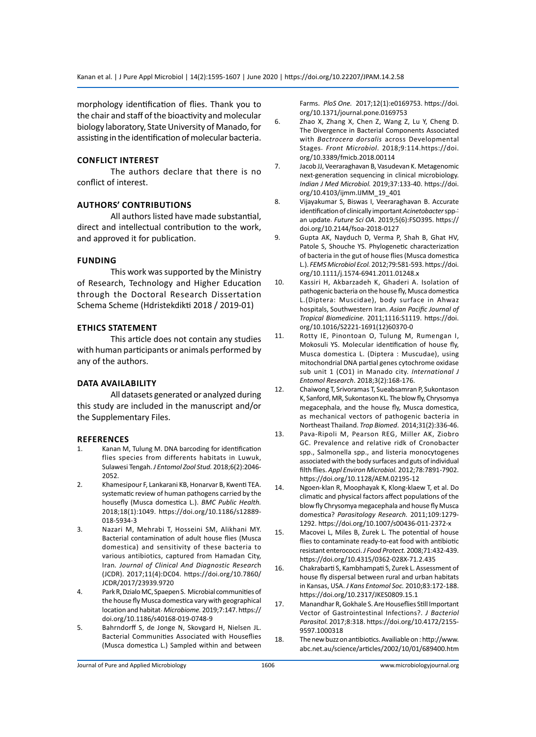morphology identification of flies. Thank you to the chair and staff of the bioactivity and molecular biology laboratory, State University of Manado, for assisting in the identification of molecular bacteria.

## CONFLICT INTEREST

The authors declare that there is no conflict of interest.

## AUTHORS' CONTRIBUTIONS

All authors listed have made substantial, direct and intellectual contribution to the work, and approved it for publication.

## FUNDING

This work was supported by the Ministry of Research, Technology and Higher Education through the Doctoral Research Dissertation Schema Scheme (Hdristekdikti 2018 / 2019-01)

## ETHICS STATEMENT

This article does not contain any studies with human participants or animals performed by any of the authors.

## DATA AVAILABILITY

All datasets generated or analyzed during this study are included in the manuscript and/or the Supplementary Files.

## REFERENCES

1. Kanan M, Tulung M. DNA barcoding for identification flies species from differents habitats in Luwuk, Sulawesi Tengah. *J Entomol Zool Stud.* 2018;6(2):2046-2052.
2. Khamesipour F, Lankarani KB, Honarvar B, Kwenti TEA. systematic review of human pathogens carried by the housefly (Musca domestica L.). *BMC Public Health.* 2018;18(1):1049. https://doi.org/10.1186/s12889-018-5934-3
3. Nazari M, Mehrabi T, Hosseini SM, Alikhani MY. Bacterial contamination of adult house flies (Musca domestica) and sensitivity of these bacteria to various antibiotics, captured from Hamadan City, Iran. *Journal of Clinical And Diagnostic Research* (JCDR). 2017;11(4):DC04. https://doi.org/10.7860/JCDR/2017/23939.9720
4. Park R, Dzialo MC, Spaepen S. Microbial communities of the house fly Musca domestica vary with geographical location and habitat. *Microbiome.* 2019;7:147. https://doi.org/10.1186/s40168-019-0748-9
5. Bahrndorff S, de Jonge N, Skovgard H, Nielsen JL. Bacterial Communities Associated with Houseflies (Musca domestica L.) Sampled within and between Farms. *PloS One.* 2017;12(1):e0169753. https://doi.org/10.1371/journal.pone.0169753
6. Zhao X, Zhang X, Chen Z, Wang Z, Lu Y, Cheng D. The Divergence in Bacterial Components Associated with *Bactrocera dorsalis* across Developmental Stages. *Front Microbiol.* 2018;9:114.https://doi.org/10.3389/fmicb.2018.00114
7. Jacob JJ, Veeraraghavan B, Vasudevan K. Metagenomic next-generation sequencing in clinical microbiology. *Indian J Med Microbiol.* 2019;37:133-40. https://doi.org/10.4103/ijmm.IJMM_19_401
8. Vijayakumar S, Biswas I, Veeraraghavan B. Accurate identification of clinically important *Acinetobacter* spp.: an update. *Future Sci OA.* 2019;5(6):FSO395. https://doi.org/10.2144/fsoa-2018-0127
9. Gupta AK, Nayduch D, Verma P, Shah B, Ghat HV, Patole S, Shouche YS. Phylogenetic characterization of bacteria in the gut of house flies (Musca domestica L.). *FEMS Microbiol Ecol.* 2012;79:581-593. https://doi.org/10.1111/j.1574-6941.2011.01248.x
10. Kassiri H, Akbarzadeh K, Ghaderi A. Isolation of pathogenic bacteria on the house fly, Musca domestica L.(Diptera: Muscidae), body surface in Ahwaz hospitals, Southwestern Iran. *Asian Pacific Journal of Tropical Biomedicine.* 2011;1116:S1119. https://doi.org/10.1016/S2221-1691(12)60370-0
11. Rotty IE, Pinontoan O, Tulung M, Rumengan I, Mokosuli YS. Molecular identification of house fly, Musca domestica L. (Diptera : Muscudae), using mitochondrial DNA partial genes cytochrome oxidase sub unit 1 (CO1) in Manado city. *International J Entomol Research.* 2018;3(2):168-176.
12. Chaiwong T, Srivoramas T, Sueabsamran P, Sukontason K, Sanford, MR, Sukontason KL. The blow fly, Chrysomya megacephala, and the house fly, Musca domestica, as mechanical vectors of pathogenic bacteria in Northeast Thailand. *Trop Biomed.* 2014;31(2):336-46.
13. Pava-Ripoli M, Pearson REG, Miller AK, Ziobro GC. Prevalence and relative ridk of Cronobacter spp., Salmonella spp., and listeria monocytogenes associated with the body surfaces and guts of individual filth flies. *Appl Environ Microbiol.* 2012;78:7891-7902. https://doi.org/10.1128/AEM.02195-12
14. Ngoen-klan R, Moophayak K, Klong-klaew T, et al. Do climatic and physical factors affect populations of the blow fly Chrysomya megacephala and house fly Musca domestica? *Parasitology Research.* 2011;109:1279-1292. https://doi.org/10.1007/s00436-011-2372-x
15. Macovei L, Miles B, Zurek L. The potential of house flies to contaminate ready-to-eat food with antibiotic resistant enterococci. *J Food Protect.* 2008;71:432-439. https://doi.org/10.4315/0362-028X-71.2.435
16. Chakrabarti S, Kambhampati S, Zurek L. Assessment of house fly dispersal between rural and urban habitats in Kansas, USA. *J Kans Entomol Soc.* 2010;83:172-188. https://doi.org/10.2317/JKES0809.15.1
17. Manandhar R, Gokhale S. Are Houseflies Still Important Vector of Gastrointestinal Infections?. *J Bacteriol Parasitol.* 2017;8:318. https://doi.org/10.4172/2155-9597.1000318
18. The new buzz on antibiotics. Availiable on : http://www.abc.net.au/science/articles/2002/10/01/689400.htm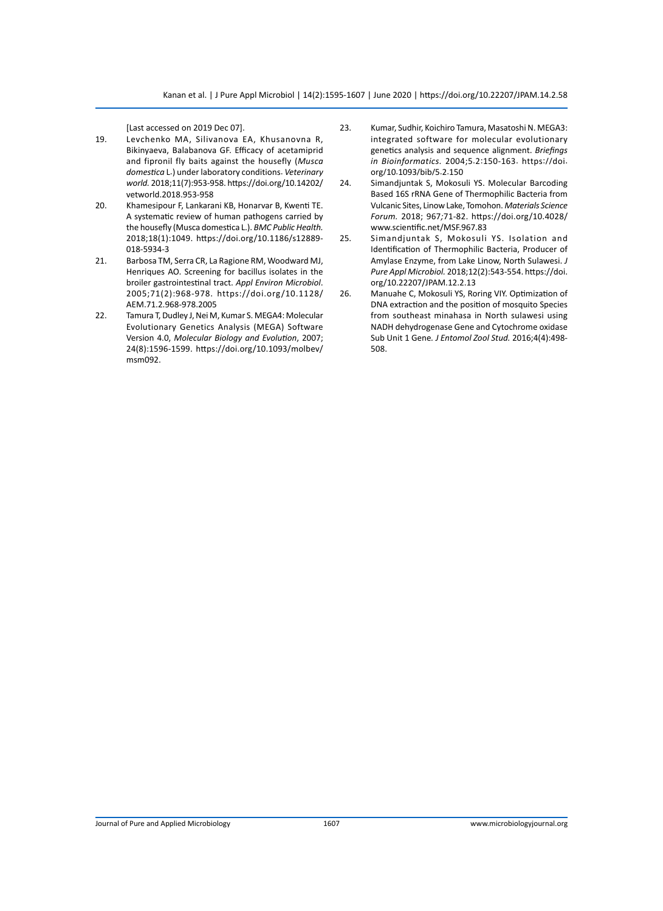[Last accessed on 2019 Dec 07].

19. Levchenko MA, Silivanova EA, Khusanovna R, Bikinyaeva, Balabanova GF. Efficacy of acetamiprid and fipronil fly baits against the housefly (*Musca domestica* L.) under laboratory conditions. *Veterinary world.* 2018;11(7):953-958. https://doi.org/10.14202/vetworld.2018.953-958
20. Khamesipour F, Lankarani KB, Honarvar B, Kwenti TE. A systematic review of human pathogens carried by the housefly (Musca domestica L.). *BMC Public Health.* 2018;18(1):1049. https://doi.org/10.1186/s12889-018-5934-3
21. Barbosa TM, Serra CR, La Ragione RM, Woodward MJ, Henriques AO. Screening for bacillus isolates in the broiler gastrointestinal tract. *Appl Environ Microbiol*. 2005;71(2):968-978. https://doi.org/10.1128/AEM.71.2.968-978.2005
22. Tamura T, Dudley J, Nei M, Kumar S. MEGA4: Molecular Evolutionary Genetics Analysis (MEGA) Software Version 4.0, *Molecular Biology and Evolution*, 2007; 24(8):1596-1599. https://doi.org/10.1093/molbev/msm092.
23. Kumar, Sudhir, Koichiro Tamura, Masatoshi N. MEGA3: integrated software for molecular evolutionary genetics analysis and sequence alignment. *Briefings in Bioinformatics*. 2004;5.2:150-163. https://doi.org/10.1093/bib/5.2.150
24. Simandjuntak S, Mokosuli YS. Molecular Barcoding Based 16S rRNA Gene of Thermophilic Bacteria from Vulcanic Sites, Linow Lake, Tomohon. *Materials Science Forum*. 2018; 967;71-82. https://doi.org/10.4028/www.scientific.net/MSF.967.83
25. Simandjuntak S, Mokosuli YS. Isolation and Identification of Thermophilic Bacteria, Producer of Amylase Enzyme, from Lake Linow, North Sulawesi. *J Pure Appl Microbiol.* 2018;12(2):543-554. https://doi.org/10.22207/JPAM.12.2.13
26. Manuahe C, Mokosuli YS, Roring VIY. Optimization of DNA extraction and the position of mosquito Species from southeast minahasa in North sulawesi using NADH dehydrogenase Gene and Cytochrome oxidase Sub Unit 1 Gene. *J Entomol Zool Stud.* 2016;4(4):498-508.